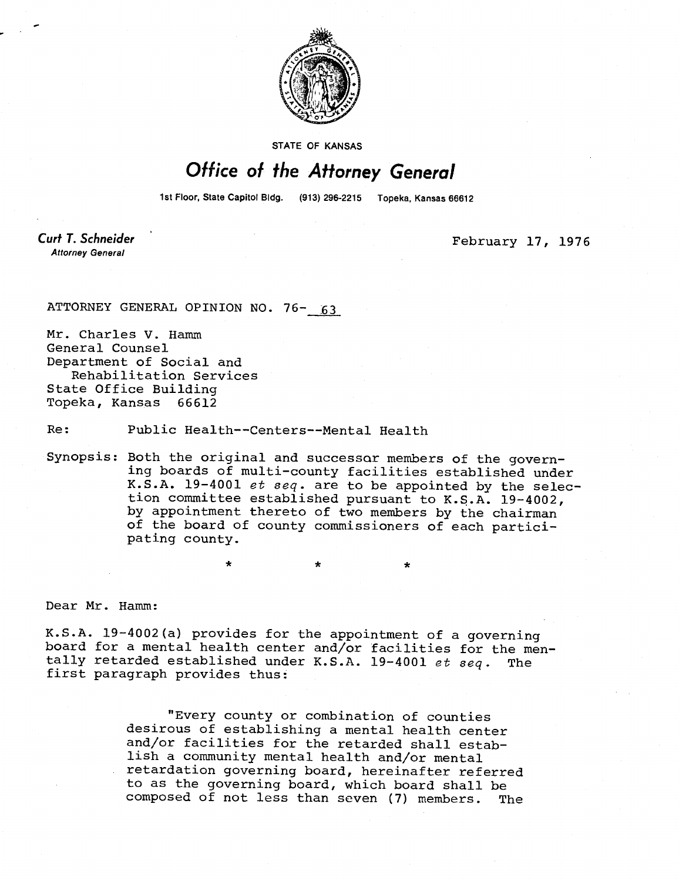STATE OF KANSAS

# Office of the Attorney General

1st Floor, State Capitol Bldg. (913) 296-2215 Topeka, Kansas 66612

**Curt T. Schneider**
*Attorney General*

February 17, 1976

ATTORNEY GENERAL OPINION NO. 76- 63

Mr. Charles V. Hamm
General Counsel
Department of Social and
Rehabilitation Services
State Office Building
Topeka, Kansas 66612

Re: Public Health--Centers--Mental Health

Synopsis: Both the original and successor members of the governing boards of multi-county facilities established under K.S.A. 19-4001 *et seq.* are to be appointed by the selection committee established pursuant to K.S.A. 19-4002, by appointment thereto of two members by the chairman of the board of county commissioners of each participating county.

\* \* \*

Dear Mr. Hamm:

K.S.A. 19-4002(a) provides for the appointment of a governing board for a mental health center and/or facilities for the mentally retarded established under K.S.A. 19-4001 *et seq.* The first paragraph provides thus:

> "Every county or combination of counties desirous of establishing a mental health center and/or facilities for the retarded shall establish a community mental health and/or mental retardation governing board, hereinafter referred to as the governing board, which board shall be composed of not less than seven (7) members. The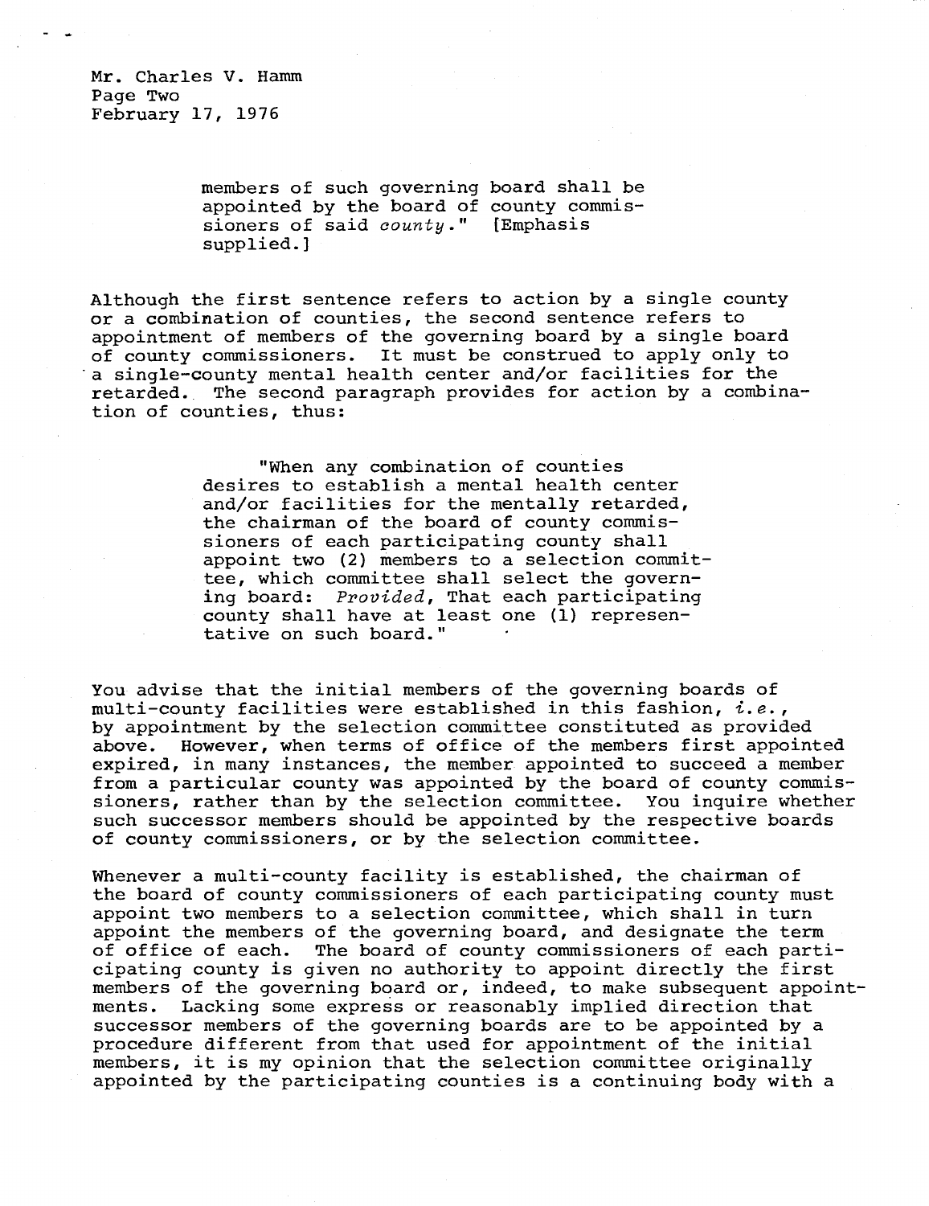members of such governing board shall be appointed by the board of county commissioners of said *county*." [Emphasis supplied.]

Although the first sentence refers to action by a single county or a combination of counties, the second sentence refers to appointment of members of the governing board by a single board of county commissioners. It must be construed to apply only to a single-county mental health center and/or facilities for the retarded. The second paragraph provides for action by a combination of counties, thus:

> "When any combination of counties desires to establish a mental health center and/or facilities for the mentally retarded, the chairman of the board of county commissioners of each participating county shall appoint two (2) members to a selection committee, which committee shall select the governing board: *Provided*, That each participating county shall have at least one (1) representative on such board."

You advise that the initial members of the governing boards of multi-county facilities were established in this fashion, *i.e.*, by appointment by the selection committee constituted as provided above. However, when terms of office of the members first appointed expired, in many instances, the member appointed to succeed a member from a particular county was appointed by the board of county commissioners, rather than by the selection committee. You inquire whether such successor members should be appointed by the respective boards of county commissioners, or by the selection committee.

Whenever a multi-county facility is established, the chairman of the board of county commissioners of each participating county must appoint two members to a selection committee, which shall in turn appoint the members of the governing board, and designate the term of office of each. The board of county commissioners of each participating county is given no authority to appoint directly the first members of the governing board or, indeed, to make subsequent appointments. Lacking some express or reasonably implied direction that successor members of the governing boards are to be appointed by a procedure different from that used for appointment of the initial members, it is my opinion that the selection committee originally appointed by the participating counties is a continuing body with a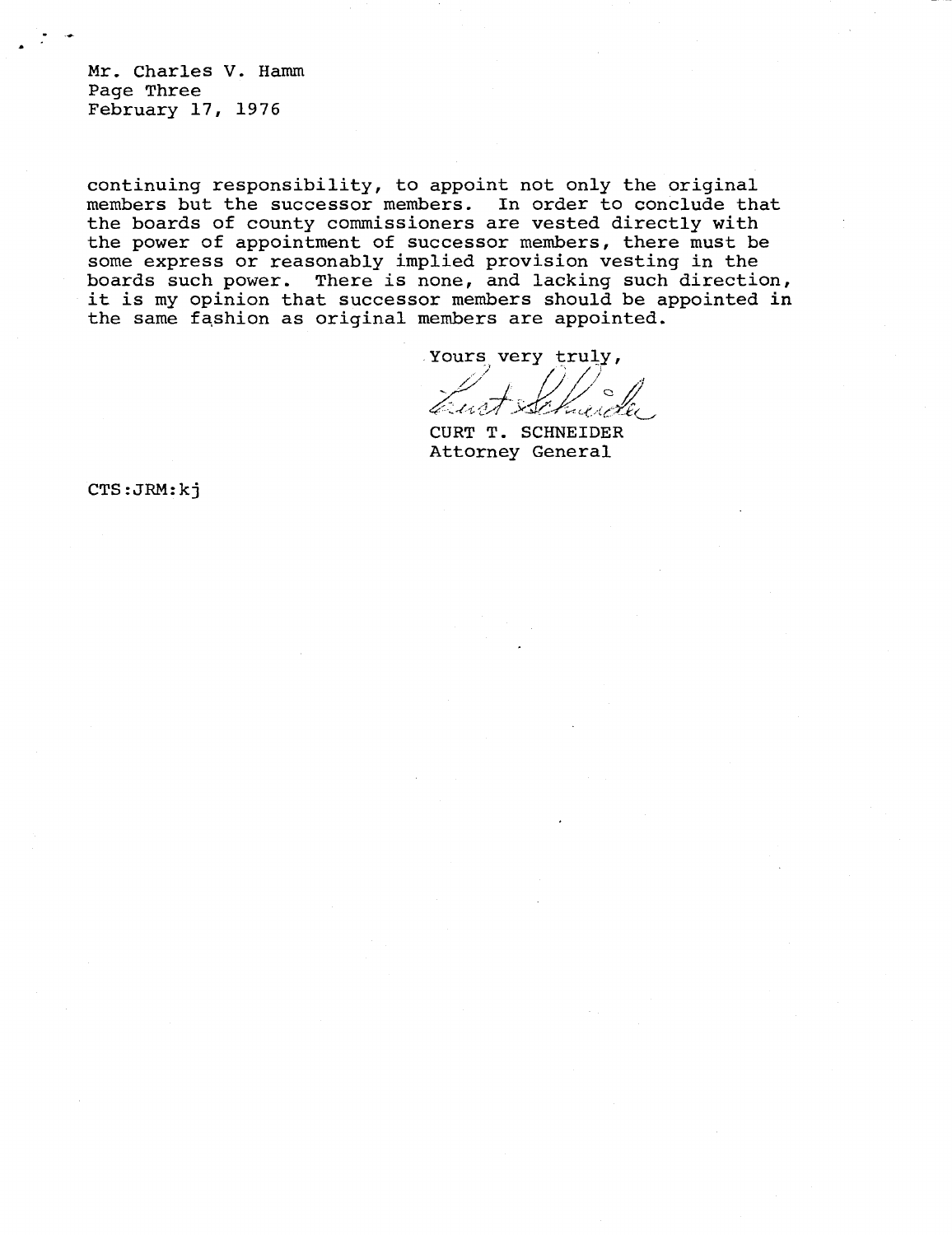Mr. Charles V. Hamm
Page Three
February 17, 1976

continuing responsibility, to appoint not only the original members but the successor members. In order to conclude that the boards of county commissioners are vested directly with the power of appointment of successor members, there must be some express or reasonably implied provision vesting in the boards such power. There is none, and lacking such direction, it is my opinion that successor members should be appointed in the same fashion as original members are appointed.

Yours very truly,

CURT T. SCHNEIDER
Attorney General

CTS:JRM:kj